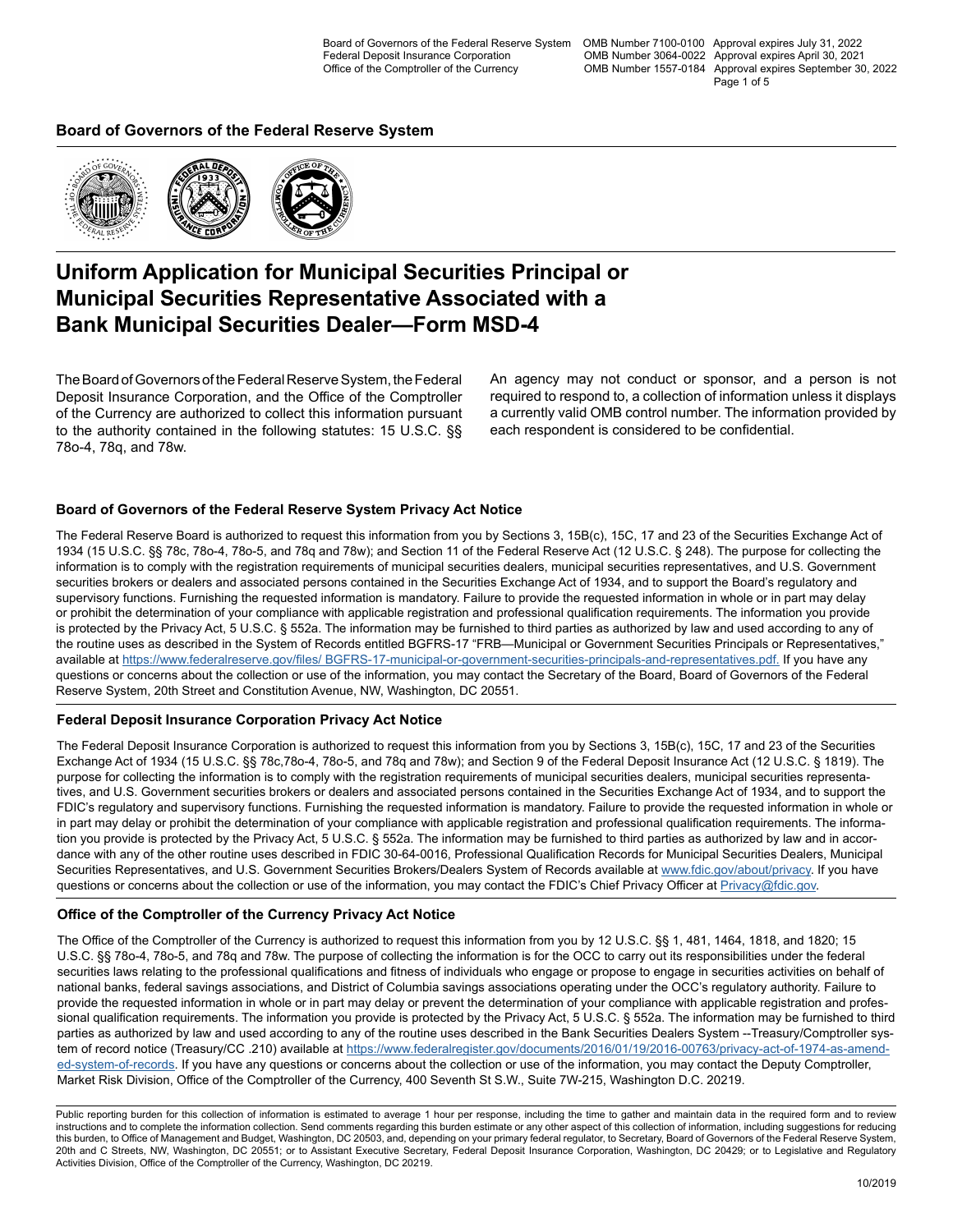Board of Governors of the Federal Reserve System OMB Number 7100-0100 Approval expires July 31, 2022
Federal Deposit Insurance Corporation OMB Number 3064-0022 Approval expires April 30, 2021
Office of the Comptroller of the Currency OMB Number 1557-0184 Approval expires September 30, 2022

**Board of Governors of the Federal Reserve System**

# Uniform Application for Municipal Securities Principal or Municipal Securities Representative Associated with a Bank Municipal Securities Dealer—Form MSD-4

The Board of Governors of the Federal Reserve System, the Federal Deposit Insurance Corporation, and the Office of the Comptroller of the Currency are authorized to collect this information pursuant to the authority contained in the following statutes: 15 U.S.C. §§ 78o-4, 78q, and 78w.

An agency may not conduct or sponsor, and a person is not required to respond to, a collection of information unless it displays a currently valid OMB control number. The information provided by each respondent is considered to be confidential.

### Board of Governors of the Federal Reserve System Privacy Act Notice

The Federal Reserve Board is authorized to request this information from you by Sections 3, 15B(c), 15C, 17 and 23 of the Securities Exchange Act of 1934 (15 U.S.C. §§ 78c, 78o-4, 78o-5, and 78q and 78w); and Section 11 of the Federal Reserve Act (12 U.S.C. § 248). The purpose for collecting the information is to comply with the registration requirements of municipal securities dealers, municipal securities representatives, and U.S. Government securities brokers or dealers and associated persons contained in the Securities Exchange Act of 1934, and to support the Board's regulatory and supervisory functions. Furnishing the requested information is mandatory. Failure to provide the requested information in whole or in part may delay or prohibit the determination of your compliance with applicable registration and professional qualification requirements. The information you provide is protected by the Privacy Act, 5 U.S.C. § 552a. The information may be furnished to third parties as authorized by law and used according to any of the routine uses as described in the System of Records entitled BGFRS-17 "FRB—Municipal or Government Securities Principals or Representatives," available at https://www.federalreserve.gov/files/ BGFRS-17-municipal-or-government-securities-principals-and-representatives.pdf. If you have any questions or concerns about the collection or use of the information, you may contact the Secretary of the Board, Board of Governors of the Federal Reserve System, 20th Street and Constitution Avenue, NW, Washington, DC 20551.

### Federal Deposit Insurance Corporation Privacy Act Notice

The Federal Deposit Insurance Corporation is authorized to request this information from you by Sections 3, 15B(c), 15C, 17 and 23 of the Securities Exchange Act of 1934 (15 U.S.C. §§ 78c,78o-4, 78o-5, and 78q and 78w); and Section 9 of the Federal Deposit Insurance Act (12 U.S.C. § 1819). The purpose for collecting the information is to comply with the registration requirements of municipal securities dealers, municipal securities representatives, and U.S. Government securities brokers or dealers and associated persons contained in the Securities Exchange Act of 1934, and to support the FDIC's regulatory and supervisory functions. Furnishing the requested information is mandatory. Failure to provide the requested information in whole or in part may delay or prohibit the determination of your compliance with applicable registration and professional qualification requirements. The information you provide is protected by the Privacy Act, 5 U.S.C. § 552a. The information may be furnished to third parties as authorized by law and in accordance with any of the other routine uses described in FDIC 30-64-0016, Professional Qualification Records for Municipal Securities Dealers, Municipal Securities Representatives, and U.S. Government Securities Brokers/Dealers System of Records available at www.fdic.gov/about/privacy. If you have questions or concerns about the collection or use of the information, you may contact the FDIC's Chief Privacy Officer at Privacy@fdic.gov.

### Office of the Comptroller of the Currency Privacy Act Notice

The Office of the Comptroller of the Currency is authorized to request this information from you by 12 U.S.C. §§ 1, 481, 1464, 1818, and 1820; 15 U.S.C. §§ 78o-4, 78o-5, and 78q and 78w. The purpose of collecting the information is for the OCC to carry out its responsibilities under the federal securities laws relating to the professional qualifications and fitness of individuals who engage or propose to engage in securities activities on behalf of national banks, federal savings associations, and District of Columbia savings associations operating under the OCC's regulatory authority. Failure to provide the requested information in whole or in part may delay or prevent the determination of your compliance with applicable registration and professional qualification requirements. The information you provide is protected by the Privacy Act, 5 U.S.C. § 552a. The information may be furnished to third parties as authorized by law and used according to any of the routine uses described in the Bank Securities Dealers System --Treasury/Comptroller system of record notice (Treasury/CC .210) available at https://www.federalregister.gov/documents/2016/01/19/2016-00763/privacy-act-of-1974-as-amended-system-of-records. If you have any questions or concerns about the collection or use of the information, you may contact the Deputy Comptroller, Market Risk Division, Office of the Comptroller of the Currency, 400 Seventh St S.W., Suite 7W-215, Washington D.C. 20219.

Public reporting burden for this collection of information is estimated to average 1 hour per response, including the time to gather and maintain data in the required form and to review instructions and to complete the information collection. Send comments regarding this burden estimate or any other aspect of this collection of information, including suggestions for reducing this burden, to Office of Management and Budget, Washington, DC 20503, and, depending on your primary federal regulator, to Secretary, Board of Governors of the Federal Reserve System, 20th and C Streets, NW, Washington, DC 20551; or to Assistant Executive Secretary, Federal Deposit Insurance Corporation, Washington, DC 20429; or to Legislative and Regulatory Activities Division, Office of the Comptroller of the Currency, Washington, DC 20219.

10/2019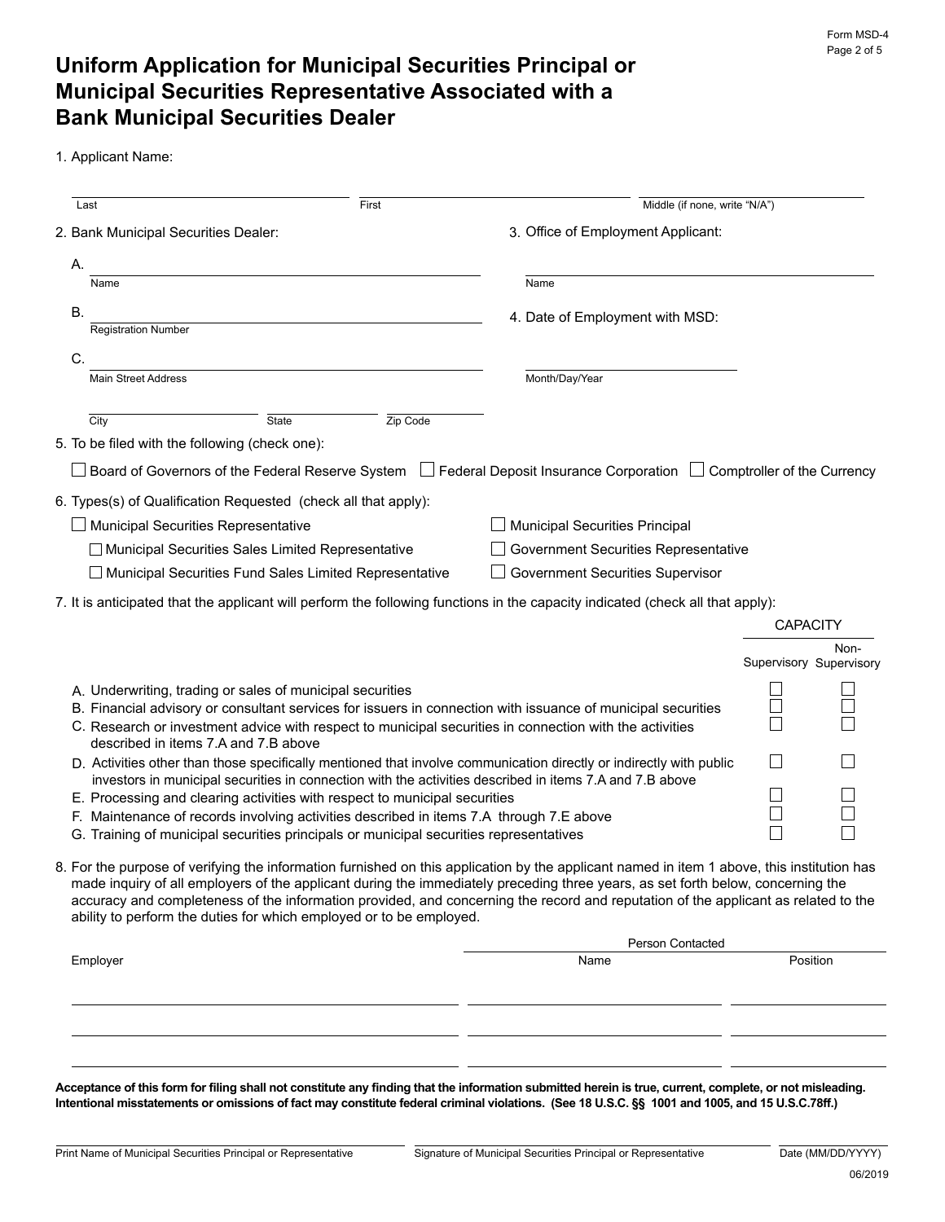# Uniform Application for Municipal Securities Principal or Municipal Securities Representative Associated with a Bank Municipal Securities Dealer

1. Applicant Name:

| Last | First | Middle (if none, write "N/A") |
|---|---|---|
| | | |

2. Bank Municipal Securities Dealer:

A. ______________________
Name

B. ______________________
Registration Number

C. ______________________
Main Street Address

City ________ State ________ Zip Code ________

3. Office of Employment Applicant:

______________________
Name

4. Date of Employment with MSD:

______________________
Month/Day/Year

5. To be filed with the following (check one):

☐ Board of Governors of the Federal Reserve System ☐ Federal Deposit Insurance Corporation ☐ Comptroller of the Currency

6. Types(s) of Qualification Requested (check all that apply):

- ☐ Municipal Securities Representative
  - ☐ Municipal Securities Sales Limited Representative
  - ☐ Municipal Securities Fund Sales Limited Representative
- ☐ Municipal Securities Principal
- ☐ Government Securities Representative
- ☐ Government Securities Supervisor

7. It is anticipated that the applicant will perform the following functions in the capacity indicated (check all that apply):

| | CAPACITY | |
|---|---|---|
| | Supervisory | Non-Supervisory |
| A. Underwriting, trading or sales of municipal securities | ☐ | ☐ |
| B. Financial advisory or consultant services for issuers in connection with issuance of municipal securities | ☐ | ☐ |
| C. Research or investment advice with respect to municipal securities in connection with the activities described in items 7.A and 7.B above | ☐ | ☐ |
| D. Activities other than those specifically mentioned that involve communication directly or indirectly with public investors in municipal securities in connection with the activities described in items 7.A and 7.B above | ☐ | ☐ |
| E. Processing and clearing activities with respect to municipal securities | ☐ | ☐ |
| F. Maintenance of records involving activities described in items 7.A through 7.E above | ☐ | ☐ |
| G. Training of municipal securities principals or municipal securities representatives | ☐ | ☐ |

8. For the purpose of verifying the information furnished on this application by the applicant named in item 1 above, this institution has made inquiry of all employers of the applicant during the immediately preceding three years, as set forth below, concerning the accuracy and completeness of the information provided, and concerning the record and reputation of the applicant as related to the ability to perform the duties for which employed or to be employed.

| Employer | Person Contacted | |
|---|---|---|
| | Name | Position |
| | | |
| | | |
| | | |

**Acceptance of this form for filing shall not constitute any finding that the information submitted herein is true, current, complete, or not misleading. Intentional misstatements or omissions of fact may constitute federal criminal violations. (See 18 U.S.C. §§ 1001 and 1005, and 15 U.S.C.78ff.)**

| Print Name of Municipal Securities Principal or Representative | Signature of Municipal Securities Principal or Representative | Date (MM/DD/YYYY) |
|---|---|---|
| | | |

06/2019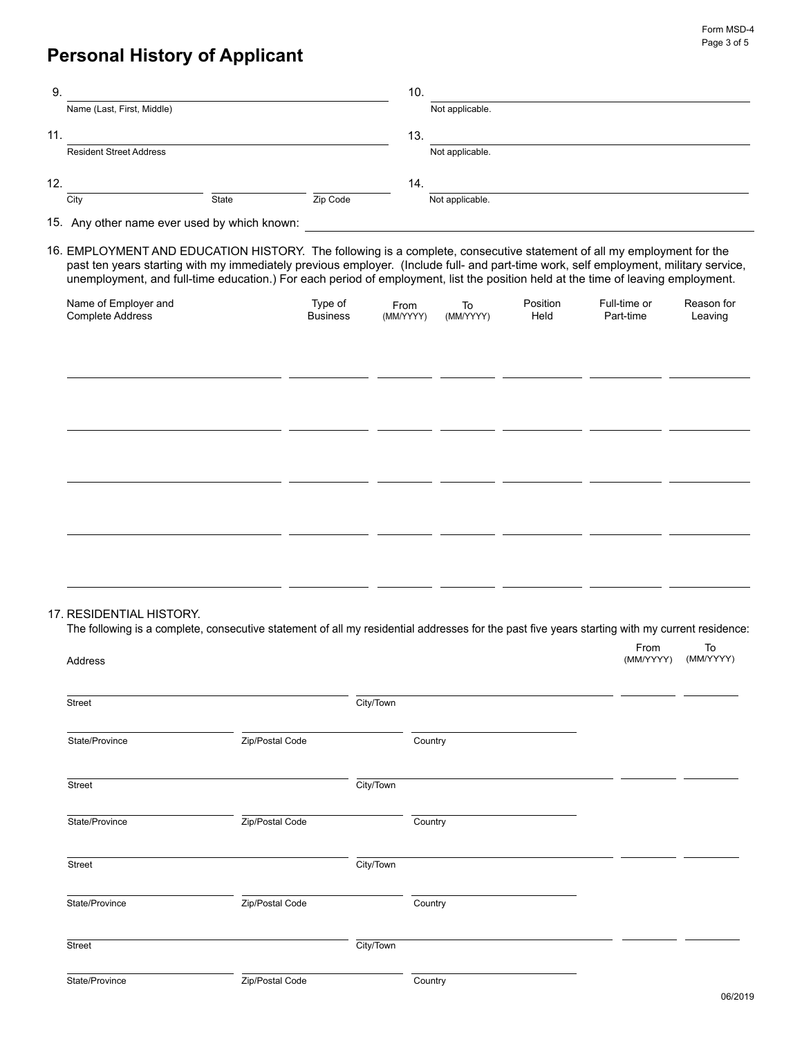# Personal History of Applicant

9. ______________________________
Name (Last, First, Middle)

10. ______________________________
Not applicable.

11. ______________________________
Resident Street Address

13. ______________________________
Not applicable.

12. ______________ ______________ ______________
City State Zip Code

14. ______________________________
Not applicable.

15. Any other name ever used by which known: ______________________________

16. EMPLOYMENT AND EDUCATION HISTORY. The following is a complete, consecutive statement of all my employment for the past ten years starting with my immediately previous employer. (Include full- and part-time work, self employment, military service, unemployment, and full-time education.) For each period of employment, list the position held at the time of leaving employment.

| Name of Employer and Complete Address | Type of Business | From (MM/YYYY) | To (MM/YYYY) | Position Held | Full-time or Part-time | Reason for Leaving |
|---|---|---|---|---|---|---|
| | | | | | | |
| | | | | | | |
| | | | | | | |
| | | | | | | |
| | | | | | | |

17. RESIDENTIAL HISTORY.
The following is a complete, consecutive statement of all my residential addresses for the past five years starting with my current residence:

| Address | | | From (MM/YYYY) | To (MM/YYYY) |
|---|---|---|---|---|
| Street | City/Town | | | |
| State/Province | Zip/Postal Code | Country | | |
| Street | City/Town | | | |
| State/Province | Zip/Postal Code | Country | | |
| Street | City/Town | | | |
| State/Province | Zip/Postal Code | Country | | |
| Street | City/Town | | | |
| State/Province | Zip/Postal Code | Country | | |

06/2019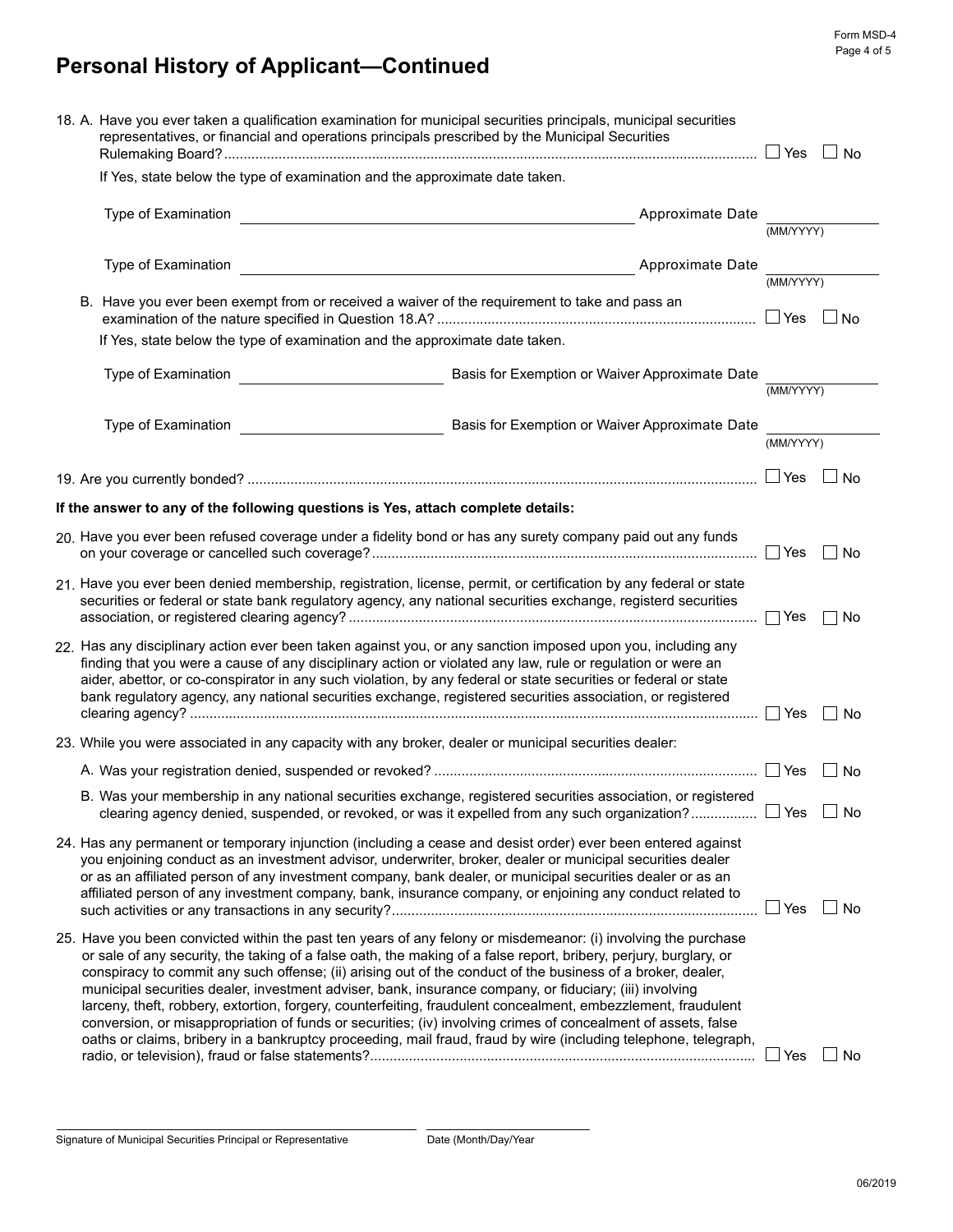# Personal History of Applicant—Continued

18. A. Have you ever taken a qualification examination for municipal securities principals, municipal securities representatives, or financial and operations principals prescribed by the Municipal Securities Rulemaking Board? ☐ Yes ☐ No

    If Yes, state below the type of examination and the approximate date taken.

    Type of Examination ____________________ Approximate Date ____________ (MM/YYYY)

    Type of Examination ____________________ Approximate Date ____________ (MM/YYYY)

    B. Have you ever been exempt from or received a waiver of the requirement to take and pass an examination of the nature specified in Question 18.A? ☐ Yes ☐ No

    If Yes, state below the type of examination and the approximate date taken.

    Type of Examination ____________ Basis for Exemption or Waiver Approximate Date ____________ (MM/YYYY)

    Type of Examination ____________ Basis for Exemption or Waiver Approximate Date ____________ (MM/YYYY)

19. Are you currently bonded? ☐ Yes ☐ No

**If the answer to any of the following questions is Yes, attach complete details:**

20. Have you ever been refused coverage under a fidelity bond or has any surety company paid out any funds on your coverage or cancelled such coverage? ☐ Yes ☐ No

21. Have you ever been denied membership, registration, license, permit, or certification by any federal or state securities or federal or state bank regulatory agency, any national securities exchange, registerd securities association, or registered clearing agency? ☐ Yes ☐ No

22. Has any disciplinary action ever been taken against you, or any sanction imposed upon you, including any finding that you were a cause of any disciplinary action or violated any law, rule or regulation or were an aider, abettor, or co-conspirator in any such violation, by any federal or state securities or federal or state bank regulatory agency, any national securities exchange, registered securities association, or registered clearing agency? ☐ Yes ☐ No

23. While you were associated in any capacity with any broker, dealer or municipal securities dealer:

    A. Was your registration denied, suspended or revoked? ☐ Yes ☐ No

    B. Was your membership in any national securities exchange, registered securities association, or registered clearing agency denied, suspended, or revoked, or was it expelled from any such organization? ☐ Yes ☐ No

24. Has any permanent or temporary injunction (including a cease and desist order) ever been entered against you enjoining conduct as an investment advisor, underwriter, broker, dealer or municipal securities dealer or as an affiliated person of any investment company, bank dealer, or municipal securities dealer or as an affiliated person of any investment company, bank, insurance company, or enjoining any conduct related to such activities or any transactions in any security? ☐ Yes ☐ No

25. Have you been convicted within the past ten years of any felony or misdemeanor: (i) involving the purchase or sale of any security, the taking of a false oath, the making of a false report, bribery, perjury, burglary, or conspiracy to commit any such offense; (ii) arising out of the conduct of the business of a broker, dealer, municipal securities dealer, investment adviser, bank, insurance company, or fiduciary; (iii) involving larceny, theft, robbery, extortion, forgery, counterfeiting, fraudulent concealment, embezzlement, fraudulent conversion, or misappropriation of funds or securities; (iv) involving crimes of concealment of assets, false oaths or claims, bribery in a bankruptcy proceeding, mail fraud, fraud by wire (including telephone, telegraph, radio, or television), fraud or false statements? ☐ Yes ☐ No

______________________________ Signature of Municipal Securities Principal or Representative

______________________________ Date (Month/Day/Year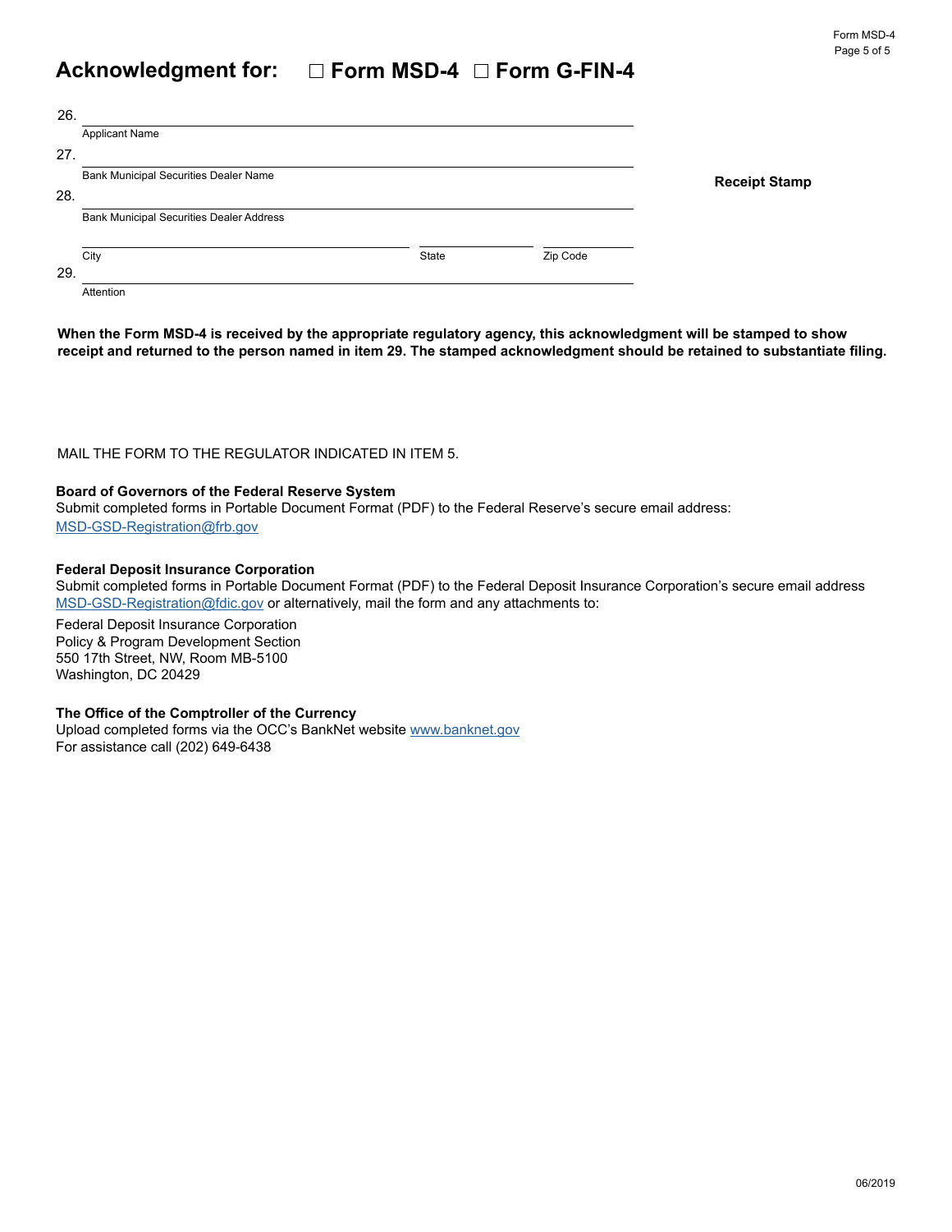# Acknowledgment for: ☐ Form MSD-4 ☐ Form G-FIN-4

26. ______________________________
Applicant Name

27. ______________________________
Bank Municipal Securities Dealer Name

28. ______________________________
Bank Municipal Securities Dealer Address

______________________________ ______________ ______________
City State Zip Code

29. ______________________________
Attention

**Receipt Stamp**

**When the Form MSD-4 is received by the appropriate regulatory agency, this acknowledgment will be stamped to show receipt and returned to the person named in item 29. The stamped acknowledgment should be retained to substantiate filing.**

MAIL THE FORM TO THE REGULATOR INDICATED IN ITEM 5.

**Board of Governors of the Federal Reserve System**
Submit completed forms in Portable Document Format (PDF) to the Federal Reserve's secure email address:
MSD-GSD-Registration@frb.gov

**Federal Deposit Insurance Corporation**
Submit completed forms in Portable Document Format (PDF) to the Federal Deposit Insurance Corporation's secure email address MSD-GSD-Registration@fdic.gov or alternatively, mail the form and any attachments to:

Federal Deposit Insurance Corporation
Policy & Program Development Section
550 17th Street, NW, Room MB-5100
Washington, DC 20429

**The Office of the Comptroller of the Currency**
Upload completed forms via the OCC's BankNet website www.banknet.gov
For assistance call (202) 649-6438